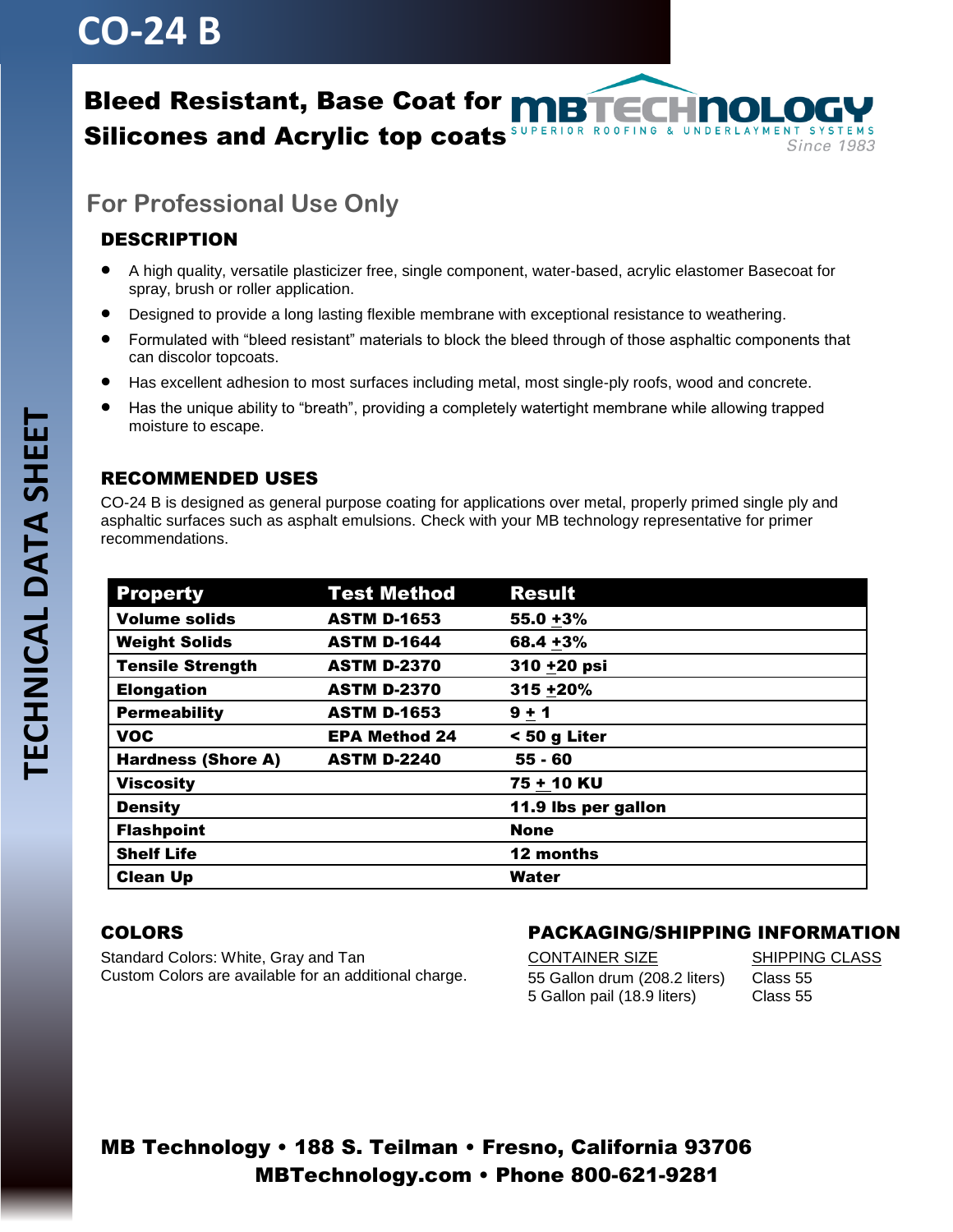# CO-24 B

## Bleed Resistant, Base Coat for Silicones and Acrylic top coats

MBTECHNOLOGY
SUPERIOR ROOFING & UNDERLAYMENT SYSTEMS
Since 1983

TECHNICAL DATA SHEET

### For Professional Use Only

### DESCRIPTION

- A high quality, versatile plasticizer free, single component, water-based, acrylic elastomer Basecoat for spray, brush or roller application.
- Designed to provide a long lasting flexible membrane with exceptional resistance to weathering.
- Formulated with "bleed resistant" materials to block the bleed through of those asphaltic components that can discolor topcoats.
- Has excellent adhesion to most surfaces including metal, most single-ply roofs, wood and concrete.
- Has the unique ability to "breath", providing a completely watertight membrane while allowing trapped moisture to escape.

### RECOMMENDED USES

CO-24 B is designed as general purpose coating for applications over metal, properly primed single ply and asphaltic surfaces such as asphalt emulsions. Check with your MB technology representative for primer recommendations.

| Property | Test Method | Result |
|---|---|---|
| Volume solids | ASTM D-1653 | 55.0 ±3% |
| Weight Solids | ASTM D-1644 | 68.4 ±3% |
| Tensile Strength | ASTM D-2370 | 310 ±20 psi |
| Elongation | ASTM D-2370 | 315 ±20% |
| Permeability | ASTM D-1653 | 9 ± 1 |
| VOC | EPA Method 24 | < 50 g Liter |
| Hardness (Shore A) | ASTM D-2240 | 55 - 60 |
| Viscosity | | 75 ± 10 KU |
| Density | | 11.9 lbs per gallon |
| Flashpoint | | None |
| Shelf Life | | 12 months |
| Clean Up | | Water |

### COLORS

Standard Colors: White, Gray and Tan
Custom Colors are available for an additional charge.

### PACKAGING/SHIPPING INFORMATION

| CONTAINER SIZE | SHIPPING CLASS |
|---|---|
| 55 Gallon drum (208.2 liters) | Class 55 |
| 5 Gallon pail (18.9 liters) | Class 55 |

**MB Technology • 188 S. Teilman • Fresno, California 93706**
**MBTechnology.com • Phone 800-621-9281**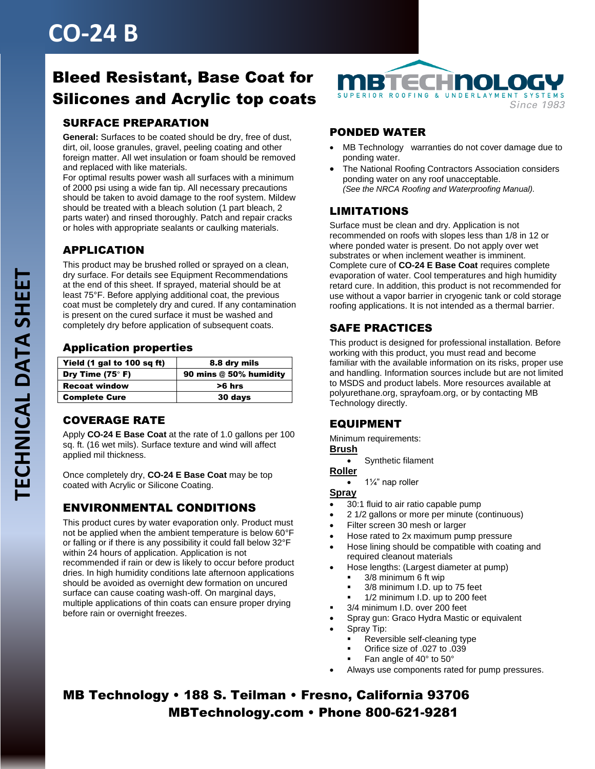# CO-24 B

## Bleed Resistant, Base Coat for Silicones and Acrylic top coats

MBTECHNOLOGY
SUPERIOR ROOFING & UNDERLAYMENT SYSTEMS
Since 1983

TECHNICAL DATA SHEET

### SURFACE PREPARATION

**General:** Surfaces to be coated should be dry, free of dust, dirt, oil, loose granules, gravel, peeling coating and other foreign matter. All wet insulation or foam should be removed and replaced with like materials.
For optimal results power wash all surfaces with a minimum of 2000 psi using a wide fan tip. All necessary precautions should be taken to avoid damage to the roof system. Mildew should be treated with a bleach solution (1 part bleach, 2 parts water) and rinsed thoroughly. Patch and repair cracks or holes with appropriate sealants or caulking materials.

### APPLICATION

This product may be brushed rolled or sprayed on a clean, dry surface. For details see Equipment Recommendations at the end of this sheet. If sprayed, material should be at least 75°F. Before applying additional coat, the previous coat must be completely dry and cured. If any contamination is present on the cured surface it must be washed and completely dry before application of subsequent coats.

### Application properties

| | |
|---|---|
| **Yield (1 gal to 100 sq ft)** | **8.8 dry mils** |
| **Dry Time (75° F)** | **90 mins @ 50% humidity** |
| **Recoat window** | **>6 hrs** |
| **Complete Cure** | **30 days** |

### COVERAGE RATE

Apply **CO-24 E Base Coat** at the rate of 1.0 gallons per 100 sq. ft. (16 wet mils). Surface texture and wind will affect applied mil thickness.

Once completely dry, **CO-24 E Base Coat** may be top coated with Acrylic or Silicone Coating.

### ENVIRONMENTAL CONDITIONS

This product cures by water evaporation only. Product must not be applied when the ambient temperature is below 60°F or falling or if there is any possibility it could fall below 32°F within 24 hours of application. Application is not recommended if rain or dew is likely to occur before product dries. In high humidity conditions late afternoon applications should be avoided as overnight dew formation on uncured surface can cause coating wash-off. On marginal days, multiple applications of thin coats can ensure proper drying before rain or overnight freezes.

### PONDED WATER

- MB Technology warranties do not cover damage due to ponding water.
- The National Roofing Contractors Association considers ponding water on any roof unacceptable.
  *(See the NRCA Roofing and Waterproofing Manual).*

### LIMITATIONS

Surface must be clean and dry. Application is not recommended on roofs with slopes less than 1/8 in 12 or where ponded water is present. Do not apply over wet substrates or when inclement weather is imminent. Complete cure of **CO-24 E Base Coat** requires complete evaporation of water. Cool temperatures and high humidity retard cure. In addition, this product is not recommended for use without a vapor barrier in cryogenic tank or cold storage roofing applications. It is not intended as a thermal barrier.

### SAFE PRACTICES

This product is designed for professional installation. Before working with this product, you must read and become familiar with the available information on its risks, proper use and handling. Information sources include but are not limited to MSDS and product labels. More resources available at polyurethane.org, sprayfoam.org, or by contacting MB Technology directly.

### EQUIPMENT

Minimum requirements:

**Brush**

- Synthetic filament

**Roller**

- 1¼" nap roller

**Spray**

- 30:1 fluid to air ratio capable pump
- 2 1/2 gallons or more per minute (continuous)
- Filter screen 30 mesh or larger
- Hose rated to 2x maximum pump pressure
- Hose lining should be compatible with coating and required cleanout materials
- Hose lengths: (Largest diameter at pump)
  - 3/8 minimum 6 ft wip
  - 3/8 minimum I.D. up to 75 feet
  - 1/2 minimum I.D. up to 200 feet
- 3/4 minimum I.D. over 200 feet
- Spray gun: Graco Hydra Mastic or equivalent
- Spray Tip:
  - Reversible self-cleaning type
  - Orifice size of .027 to .039
  - Fan angle of 40° to 50°
- Always use components rated for pump pressures.

**MB Technology • 188 S. Teilman • Fresno, California 93706**
**MBTechnology.com • Phone 800-621-9281**